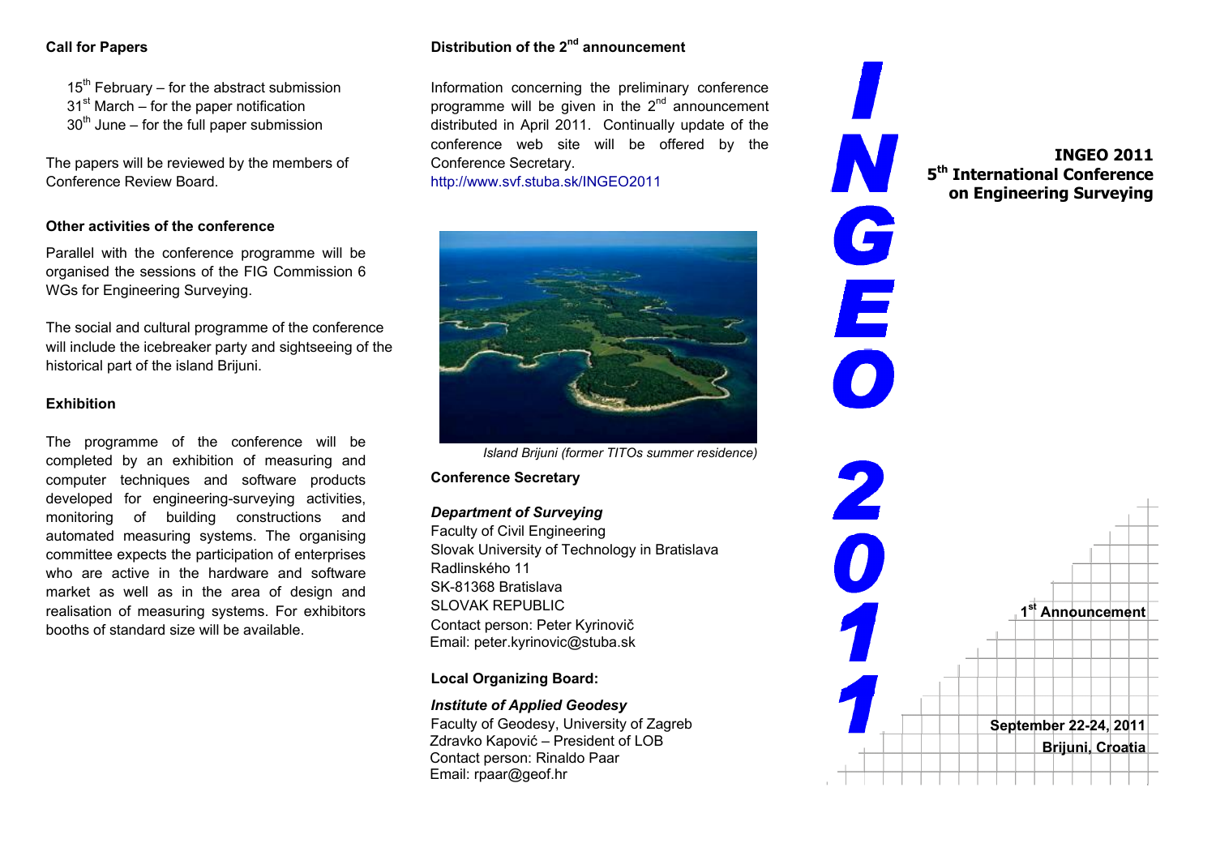## Call for Papers

15th February – for the abstract submission
31st March – for the paper notification
30th June – for the full paper submission

The papers will be reviewed by the members of Conference Review Board.

### Other activities of the conference

Parallel with the conference programme will be organised the sessions of the FIG Commission 6 WGs for Engineering Surveying.

The social and cultural programme of the conference will include the icebreaker party and sightseeing of the historical part of the island Brijuni.

### Exhibition

The programme of the conference will be completed by an exhibition of measuring and computer techniques and software products developed for engineering-surveying activities, monitoring of building constructions and automated measuring systems. The organising committee expects the participation of enterprises who are active in the hardware and software market as well as in the area of design and realisation of measuring systems. For exhibitors booths of standard size will be available.

## Distribution of the 2nd announcement

Information concerning the preliminary conference programme will be given in the 2nd announcement distributed in April 2011. Continually update of the conference web site will be offered by the Conference Secretary.
http://www.svf.stuba.sk/INGEO2011

*Island Brijuni (former TITOs summer residence)*

### Conference Secretary

*Department of Surveying*
Faculty of Civil Engineering
Slovak University of Technology in Bratislava
Radlinského 11
SK-81368 Bratislava
SLOVAK REPUBLIC
Contact person: Peter Kyrinovič
Email: peter.kyrinovic@stuba.sk

### Local Organizing Board:

*Institute of Applied Geodesy*
Faculty of Geodesy, University of Zagreb
Zdravko Kapović – President of LOB
Contact person: Rinaldo Paar
Email: rpaar@geof.hr

# INGEO 2011

# INGEO 2011
## 5th International Conference on Engineering Surveying

**1st Announcement**

**September 22-24, 2011**
**Brijuni, Croatia**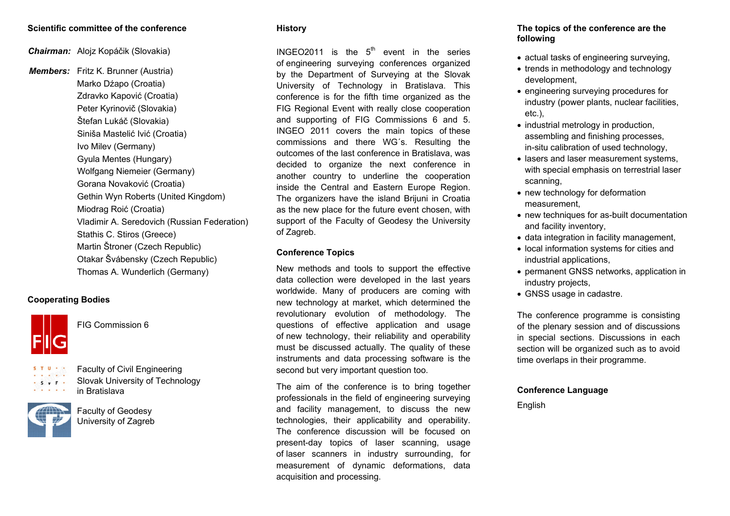**Scientific committee of the conference**

***Chairman:*** Alojz Kopáčik (Slovakia)

***Members:***
Fritz K. Brunner (Austria)
Marko Džapo (Croatia)
Zdravko Kapović (Croatia)
Peter Kyrinovič (Slovakia)
Štefan Lukáč (Slovakia)
Siniša Mastelić Ivić (Croatia)
Ivo Milev (Germany)
Gyula Mentes (Hungary)
Wolfgang Niemeier (Germany)
Gorana Novaković (Croatia)
Gethin Wyn Roberts (United Kingdom)
Miodrag Roić (Croatia)
Vladimir A. Seredovich (Russian Federation)
Stathis C. Stiros (Greece)
Martin Štroner (Czech Republic)
Otakar Švábensky (Czech Republic)
Thomas A. Wunderlich (Germany)

**Cooperating Bodies**

FIG Commission 6

Faculty of Civil Engineering
Slovak University of Technology
in Bratislava

Faculty of Geodesy
University of Zagreb

**History**

INGEO2011 is the 5th event in the series of engineering surveying conferences organized by the Department of Surveying at the Slovak University of Technology in Bratislava. This conference is for the fifth time organized as the FIG Regional Event with really close cooperation and supporting of FIG Commissions 6 and 5. INGEO 2011 covers the main topics of these commissions and there WG´s. Resulting the outcomes of the last conference in Bratislava, was decided to organize the next conference in another country to underline the cooperation inside the Central and Eastern Europe Region. The organizers have the island Brijuni in Croatia as the new place for the future event chosen, with support of the Faculty of Geodesy the University of Zagreb.

**Conference Topics**

New methods and tools to support the effective data collection were developed in the last years worldwide. Many of producers are coming with new technology at market, which determined the revolutionary evolution of methodology. The questions of effective application and usage of new technology, their reliability and operability must be discussed actually. The quality of these instruments and data processing software is the second but very important question too.

The aim of the conference is to bring together professionals in the field of engineering surveying and facility management, to discuss the new technologies, their applicability and operability. The conference discussion will be focused on present-day topics of laser scanning, usage of laser scanners in industry surrounding, for measurement of dynamic deformations, data acquisition and processing.

**The topics of the conference are the following**

- actual tasks of engineering surveying,
- trends in methodology and technology development,
- engineering surveying procedures for industry (power plants, nuclear facilities, etc.),
- industrial metrology in production, assembling and finishing processes, in-situ calibration of used technology,
- lasers and laser measurement systems, with special emphasis on terrestrial laser scanning,
- new technology for deformation measurement,
- new techniques for as-built documentation and facility inventory,
- data integration in facility management,
- local information systems for cities and industrial applications,
- permanent GNSS networks, application in industry projects,
- GNSS usage in cadastre.

The conference programme is consisting of the plenary session and of discussions in special sections. Discussions in each section will be organized such as to avoid time overlaps in their programme.

**Conference Language**

English